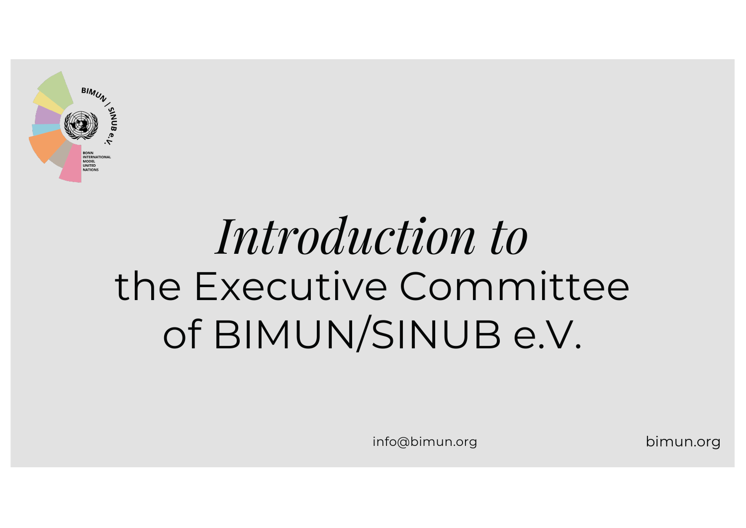# *Introduction to* the Executive Committee of BIMUN/SINUB e.V.

info@bimun.org

bimun.org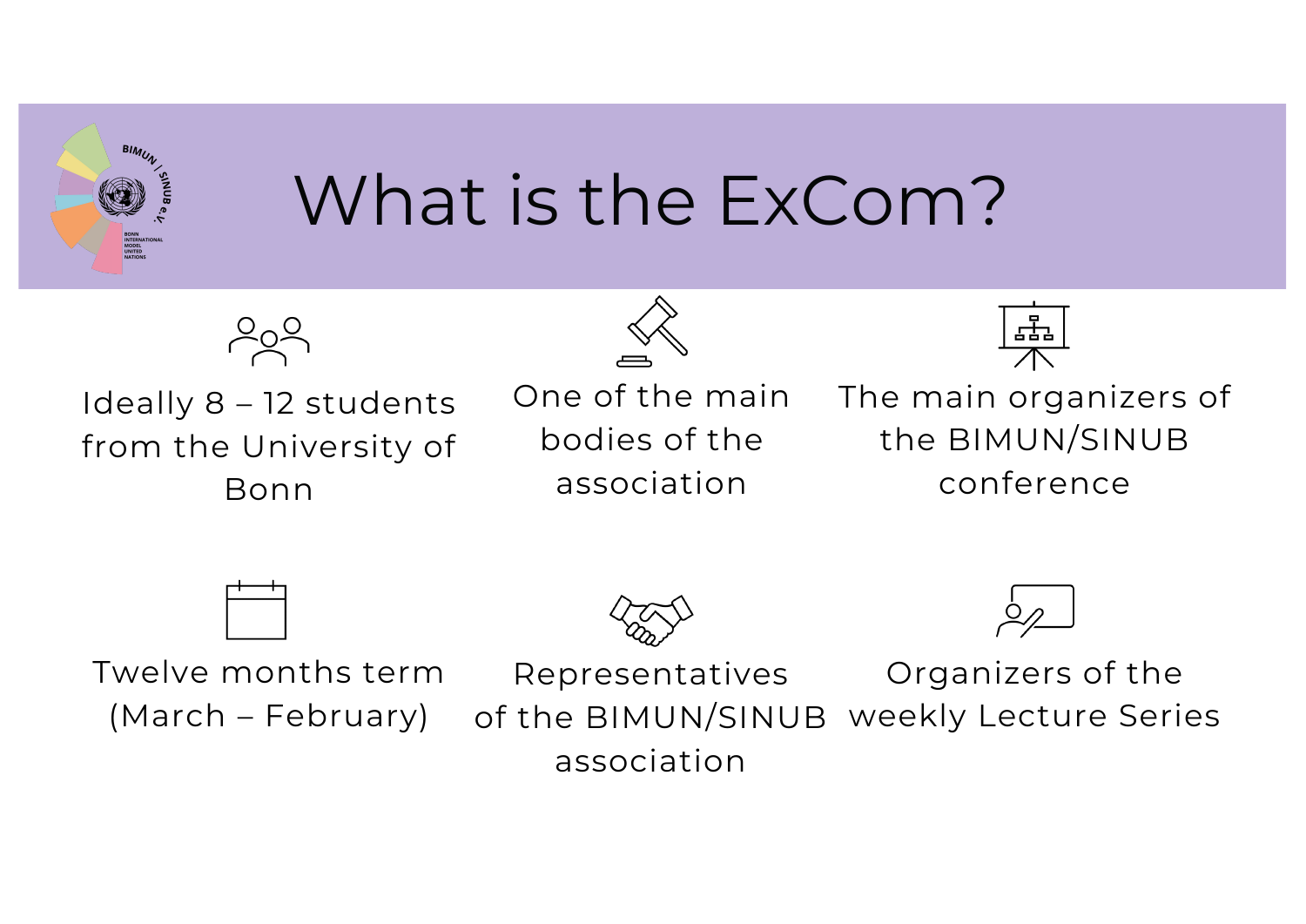# What is the ExCom?

- Ideally 8 – 12 students from the University of Bonn
- One of the main bodies of the association
- The main organizers of the BIMUN/SINUB conference
- Twelve months term (March – February)
- Representatives of the BIMUN/SINUB association
- Organizers of the weekly Lecture Series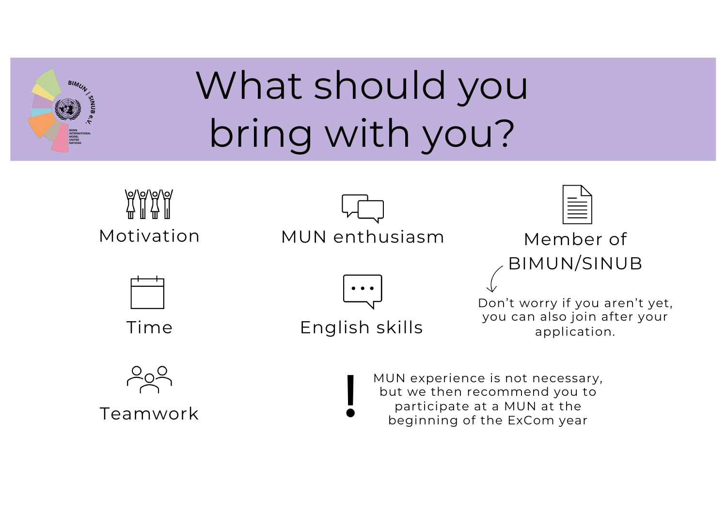# What should you bring with you?

- Motivation
- MUN enthusiasm
- Member of BIMUN/SINUB
  - Don’t worry if you aren’t yet, you can also join after your application.
- Time
- English skills
- Teamwork

! MUN experience is not necessary, but we then recommend you to participate at a MUN at the beginning of the ExCom year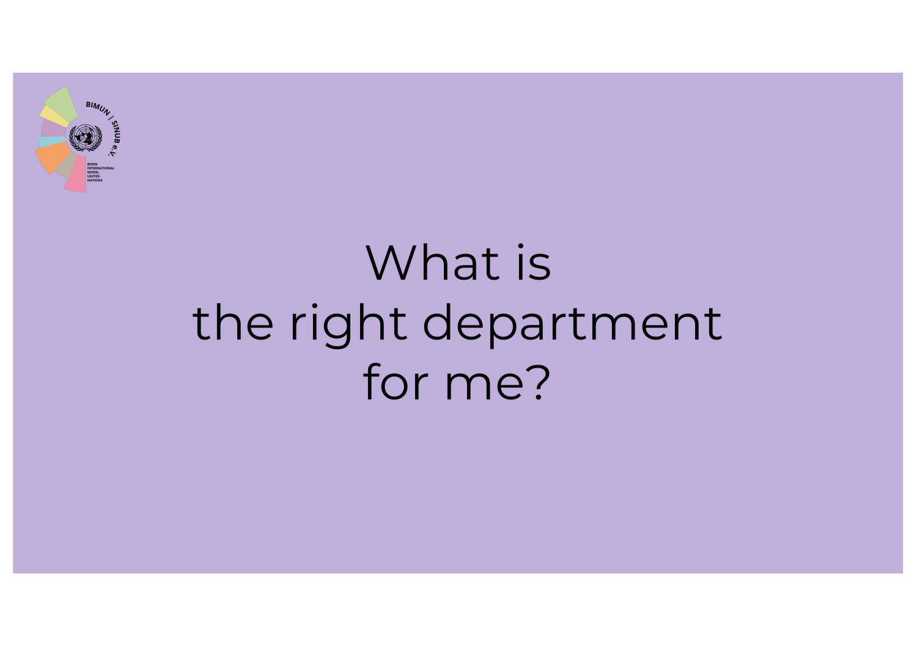# What is the right department for me?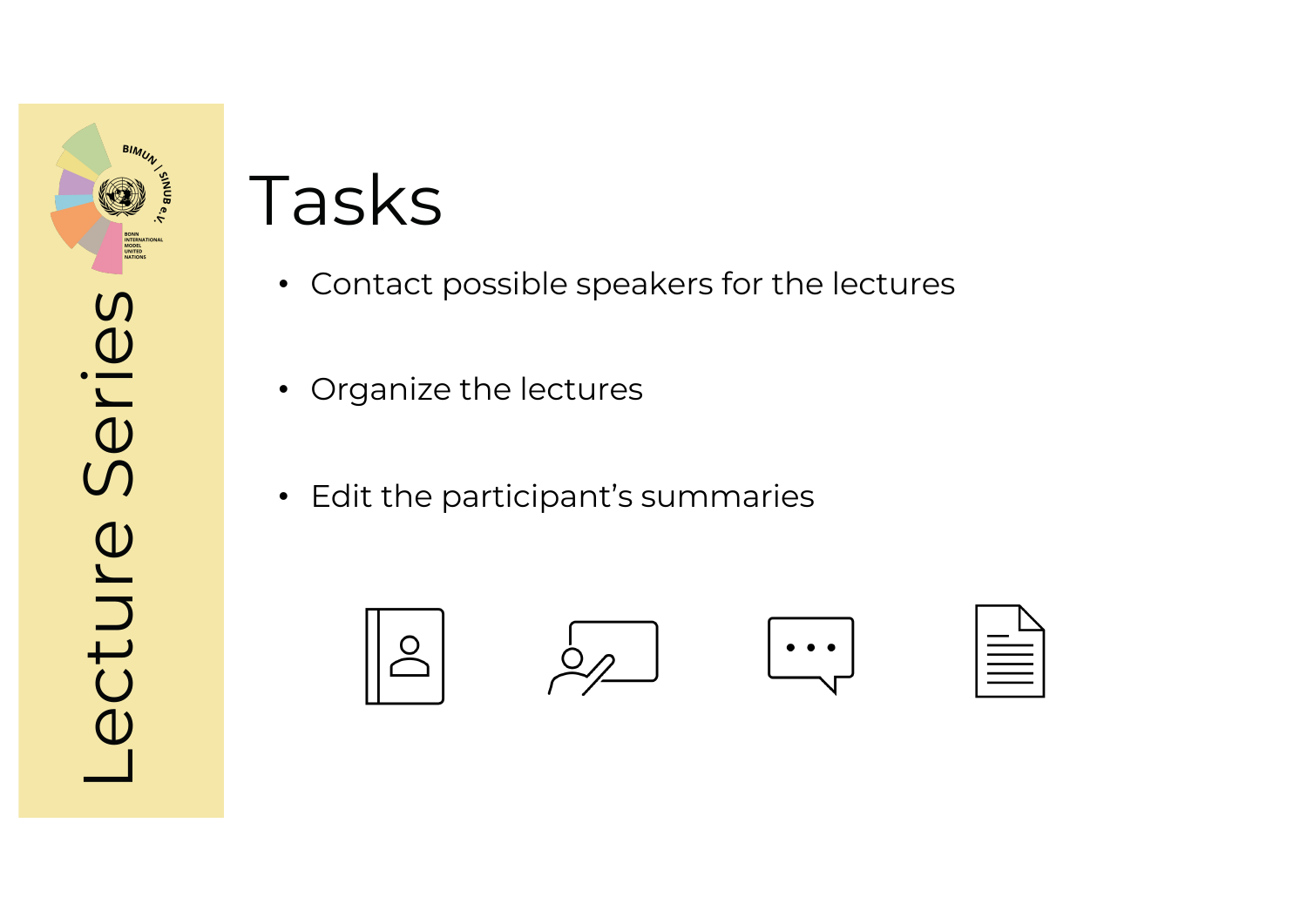Lecture Series

# Tasks

- Contact possible speakers for the lectures
- Organize the lectures
- Edit the participant's summaries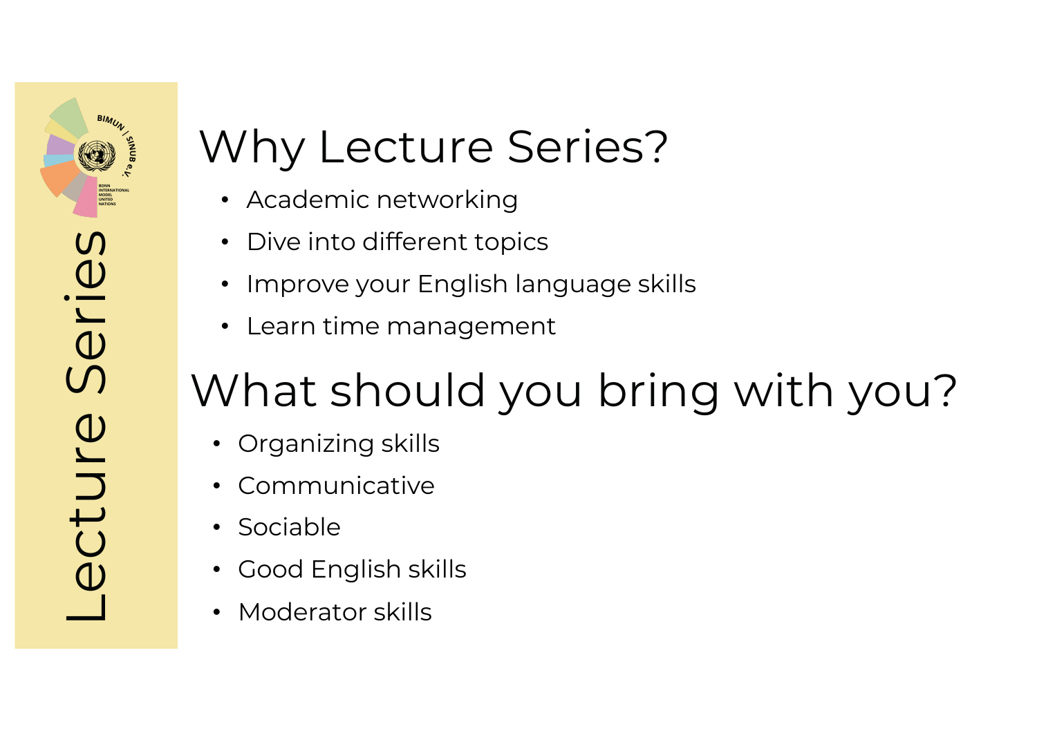Lecture Series

# Why Lecture Series?

- Academic networking
- Dive into different topics
- Improve your English language skills
- Learn time management

# What should you bring with you?

- Organizing skills
- Communicative
- Sociable
- Good English skills
- Moderator skills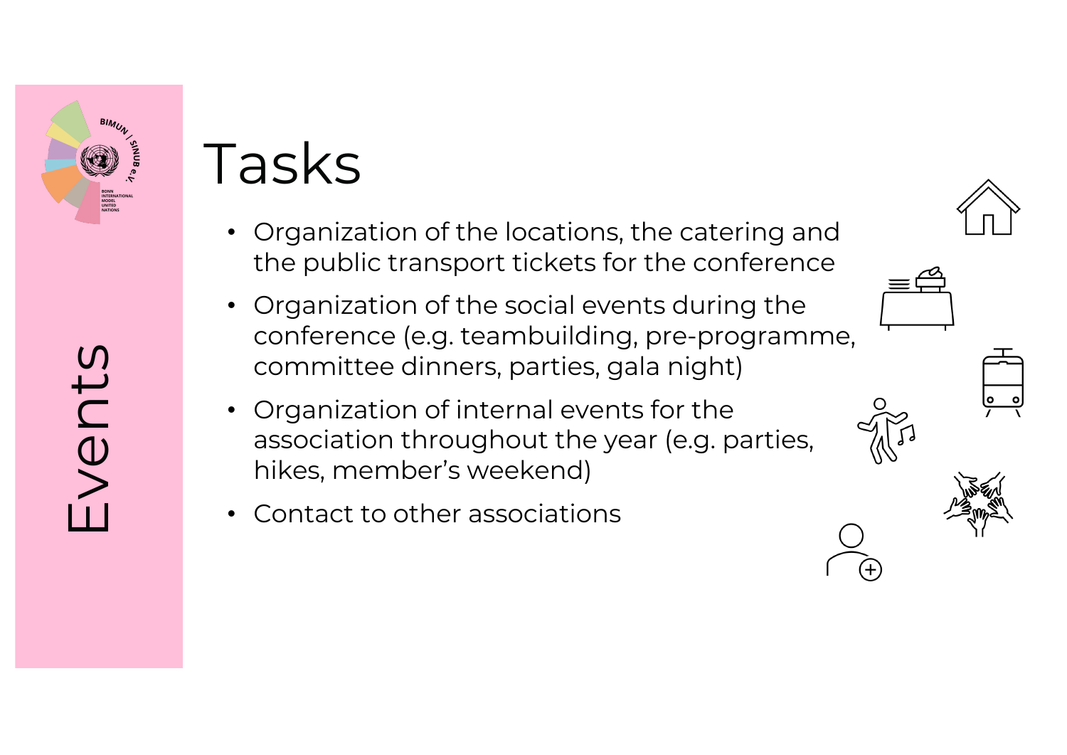# Events

## Tasks

- Organization of the locations, the catering and the public transport tickets for the conference
- Organization of the social events during the conference (e.g. teambuilding, pre-programme, committee dinners, parties, gala night)
- Organization of internal events for the association throughout the year (e.g. parties, hikes, member's weekend)
- Contact to other associations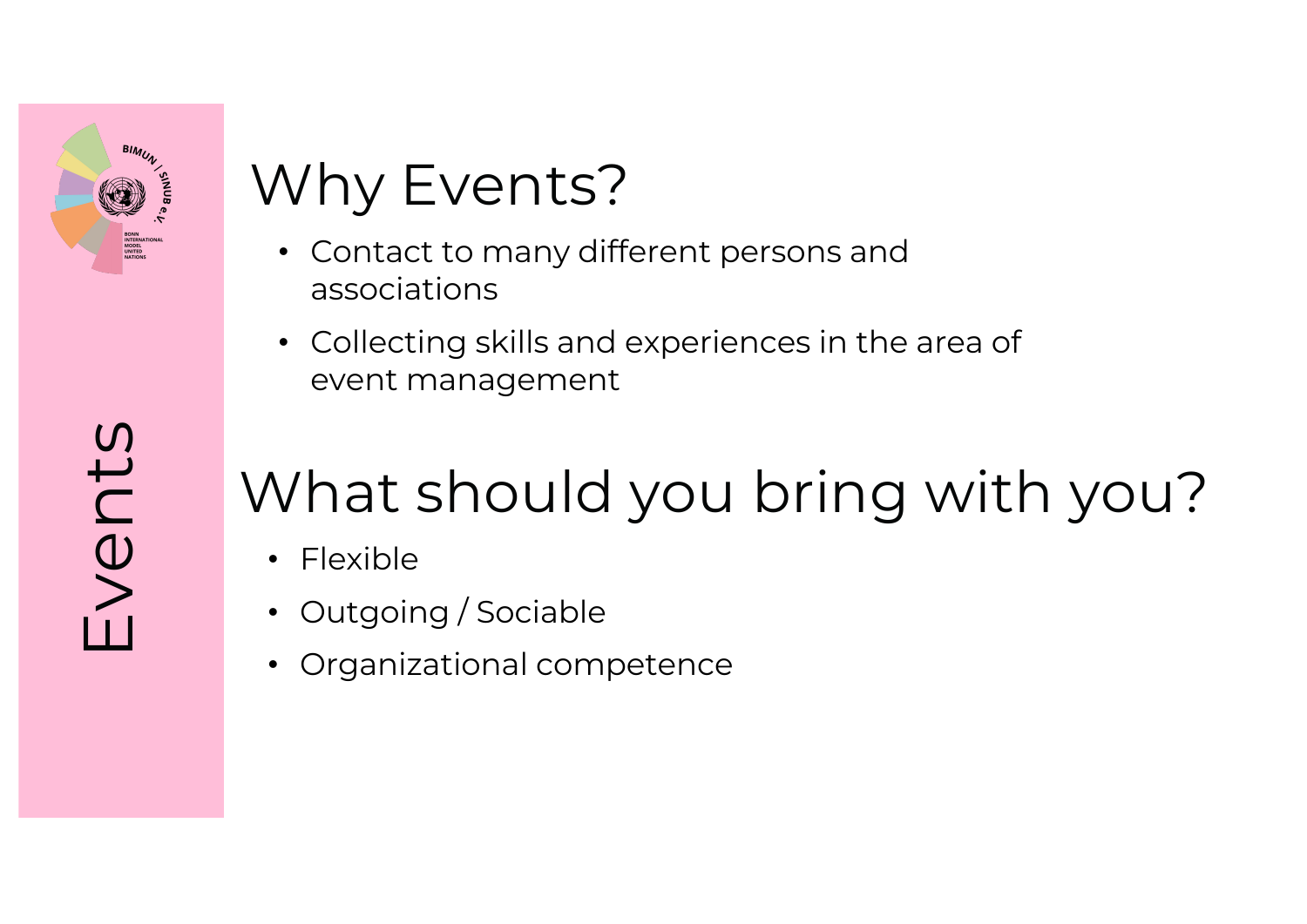# Events

## Why Events?

- Contact to many different persons and associations
- Collecting skills and experiences in the area of event management

## What should you bring with you?

- Flexible
- Outgoing / Sociable
- Organizational competence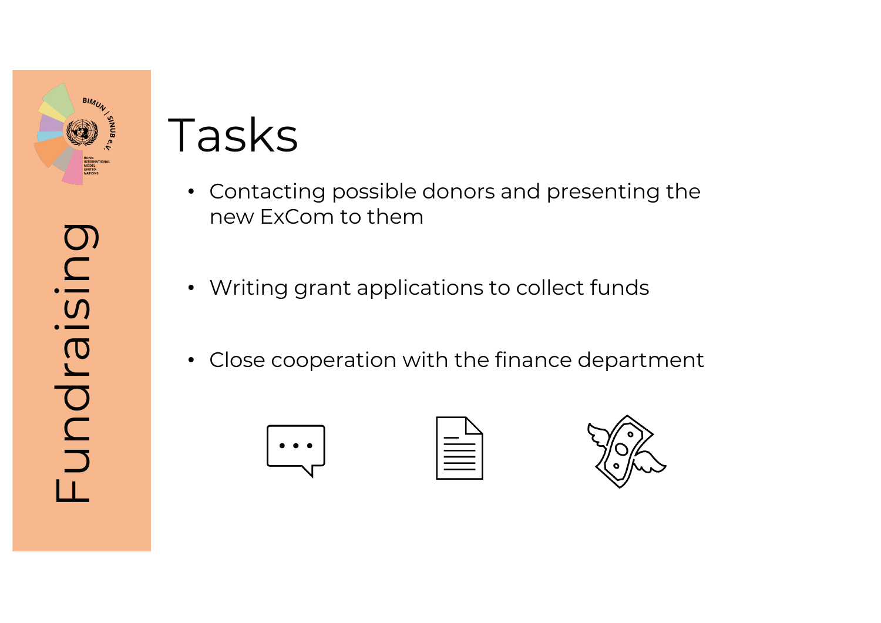# Fundraising

## Tasks

- Contacting possible donors and presenting the new ExCom to them
- Writing grant applications to collect funds
- Close cooperation with the finance department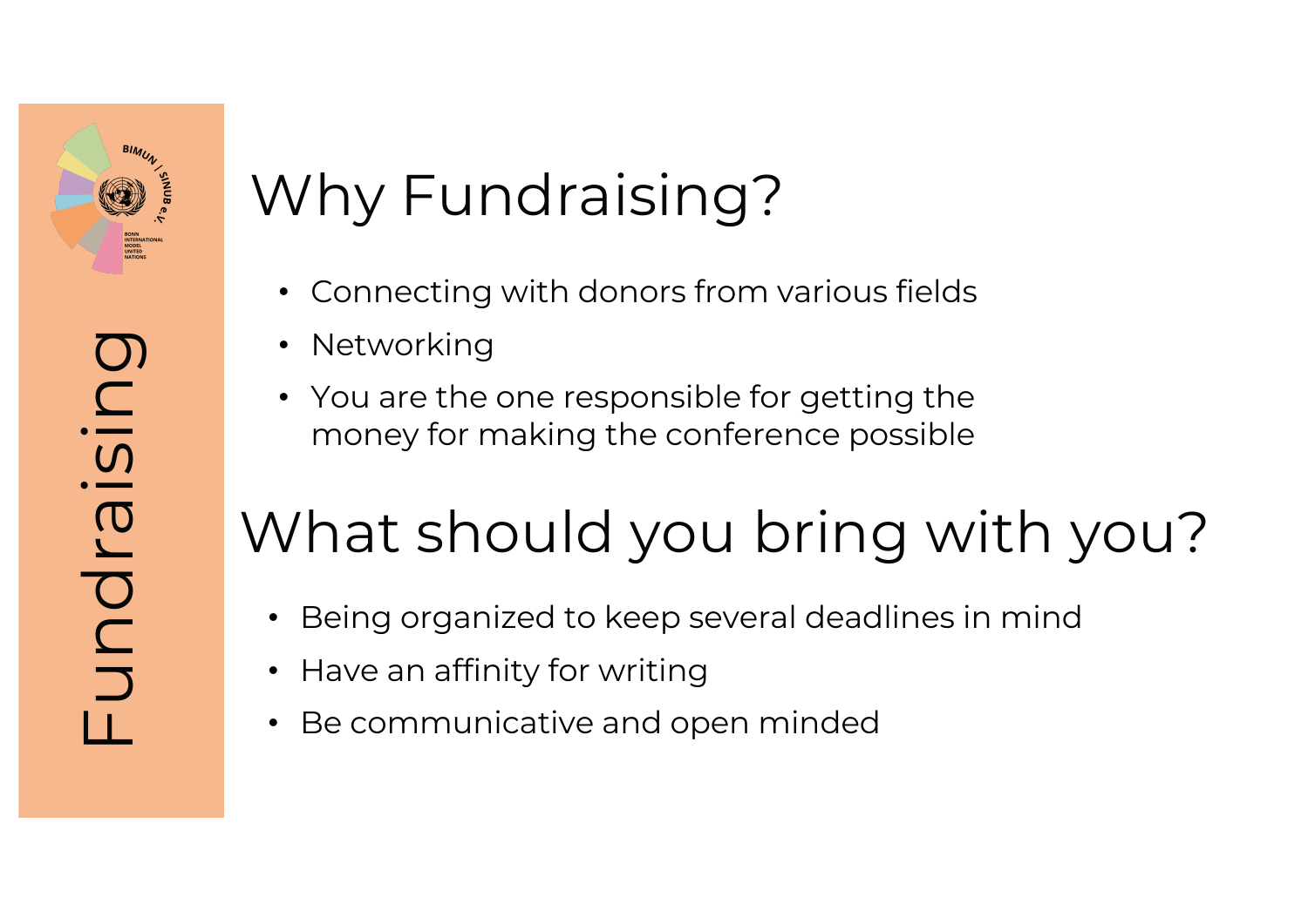Fundraising

# Why Fundraising?

- Connecting with donors from various fields
- Networking
- You are the one responsible for getting the money for making the conference possible

# What should you bring with you?

- Being organized to keep several deadlines in mind
- Have an affinity for writing
- Be communicative and open minded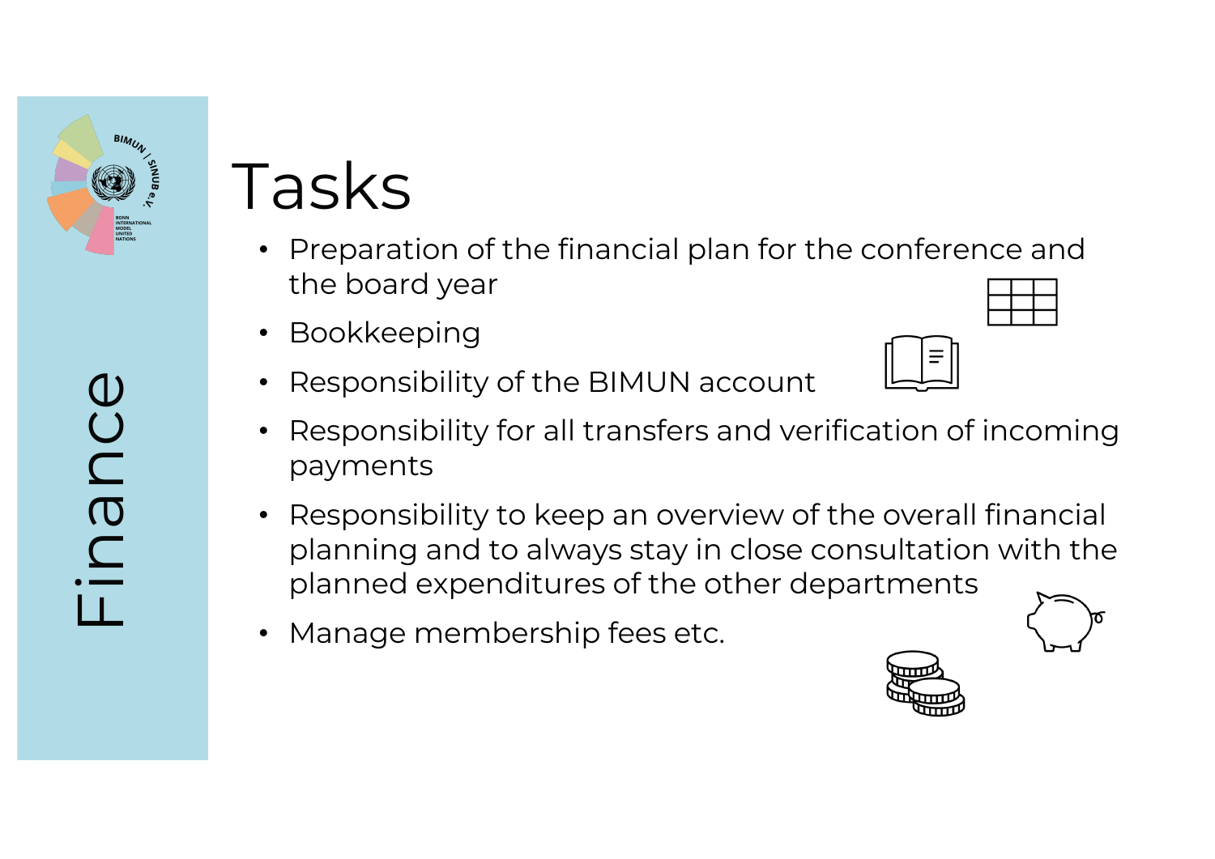# Finance

## Tasks

- Preparation of the financial plan for the conference and the board year
- Bookkeeping
- Responsibility of the BIMUN account
- Responsibility for all transfers and verification of incoming payments
- Responsibility to keep an overview of the overall financial planning and to always stay in close consultation with the planned expenditures of the other departments
- Manage membership fees etc.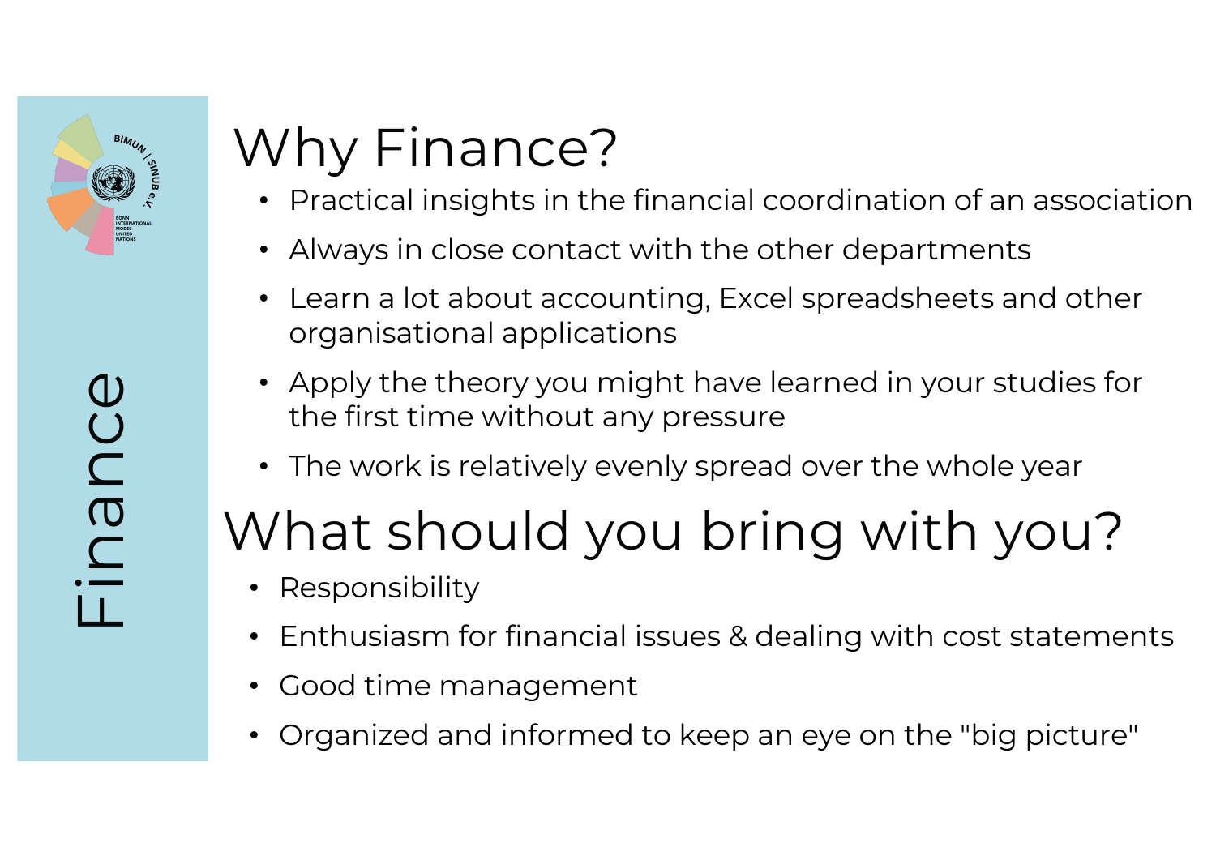# Finance

## Why Finance?

- Practical insights in the financial coordination of an association
- Always in close contact with the other departments
- Learn a lot about accounting, Excel spreadsheets and other organisational applications
- Apply the theory you might have learned in your studies for the first time without any pressure
- The work is relatively evenly spread over the whole year

## What should you bring with you?

- Responsibility
- Enthusiasm for financial issues & dealing with cost statements
- Good time management
- Organized and informed to keep an eye on the "big picture"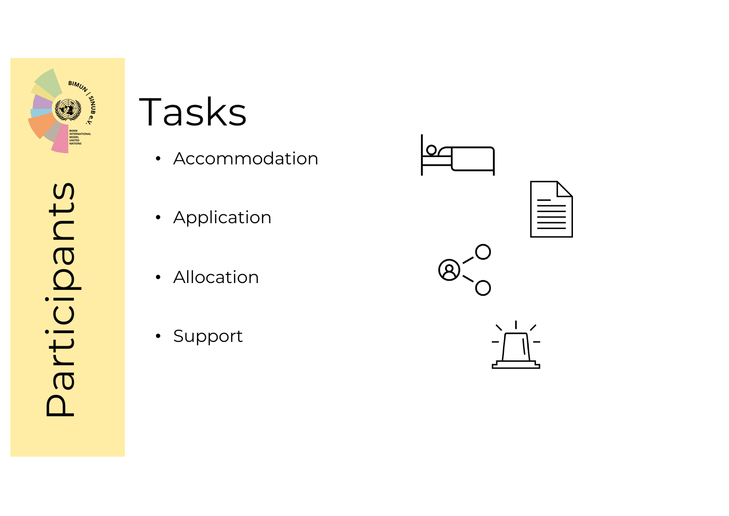Participants

# Tasks

- Accommodation
- Application
- Allocation
- Support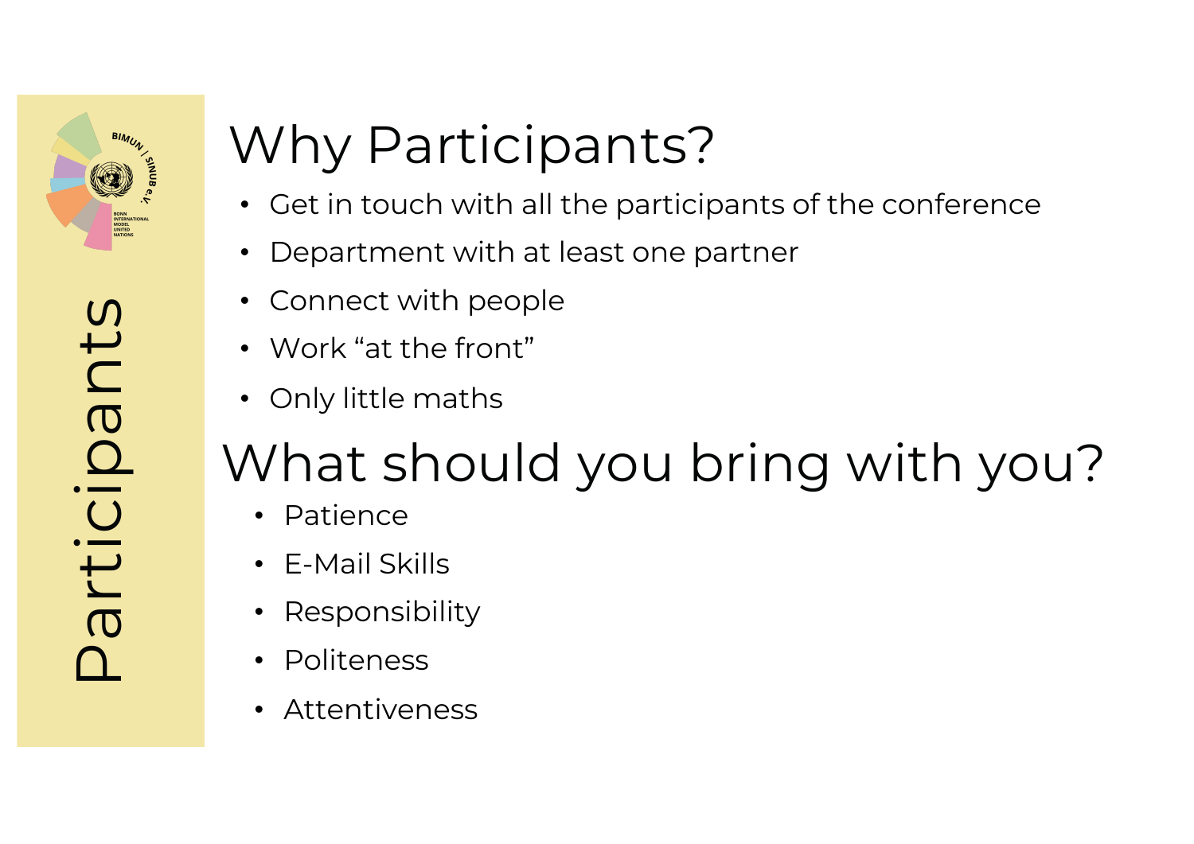# Participants

## Why Participants?

- Get in touch with all the participants of the conference
- Department with at least one partner
- Connect with people
- Work “at the front”
- Only little maths

## What should you bring with you?

- Patience
- E-Mail Skills
- Responsibility
- Politeness
- Attentiveness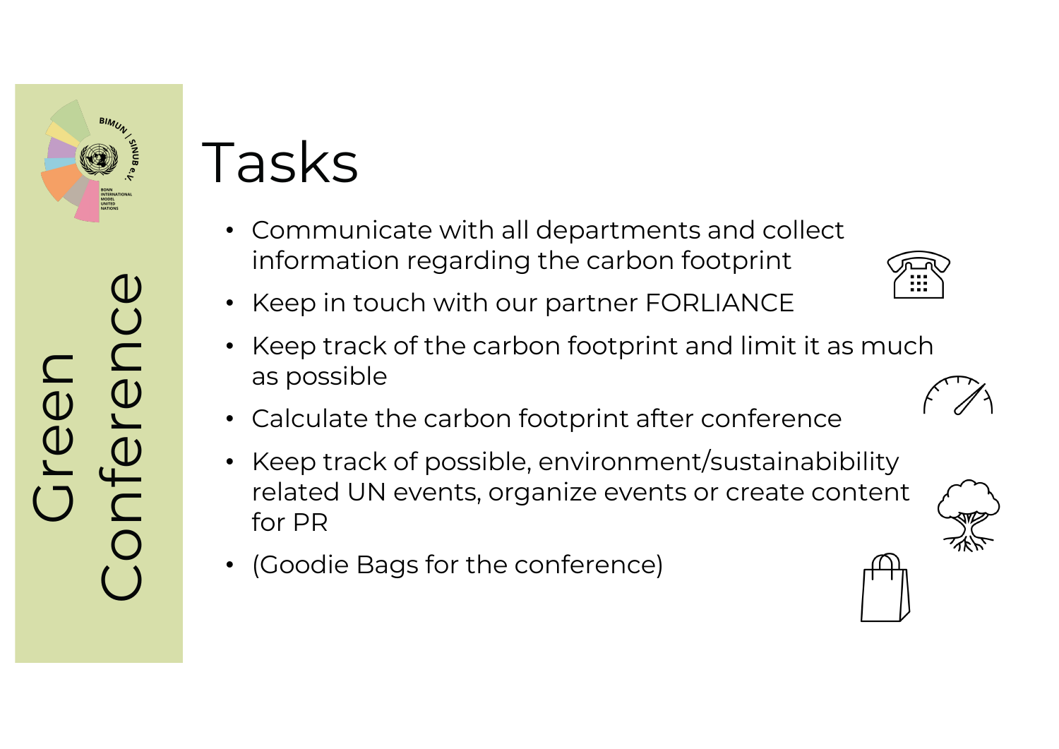Green Conference

# Tasks

- Communicate with all departments and collect information regarding the carbon footprint
- Keep in touch with our partner FORLIANCE
- Keep track of the carbon footprint and limit it as much as possible
- Calculate the carbon footprint after conference
- Keep track of possible, environment/sustainabibility related UN events, organize events or create content for PR
- (Goodie Bags for the conference)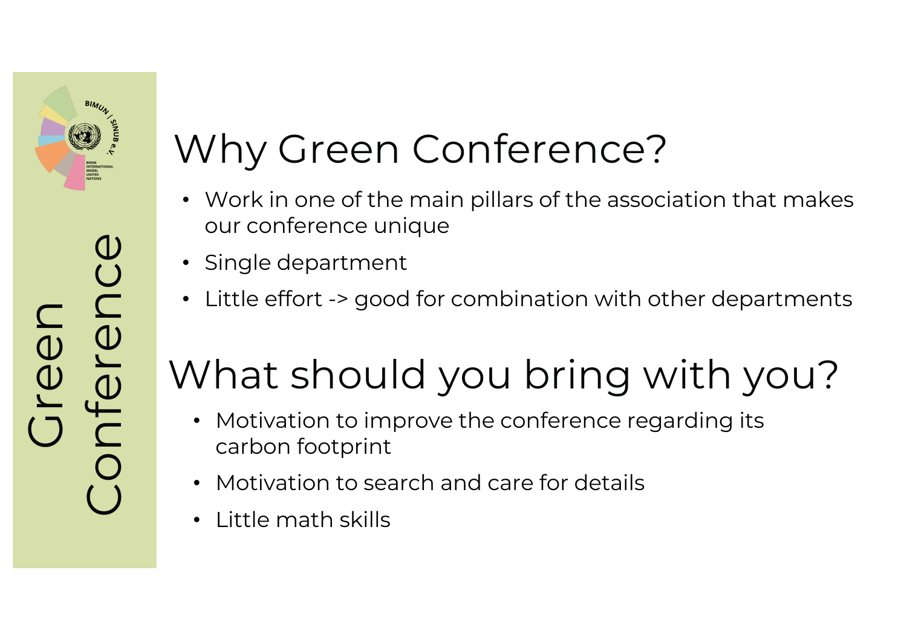Green Conference

# Why Green Conference?

- Work in one of the main pillars of the association that makes our conference unique
- Single department
- Little effort -> good for combination with other departments

# What should you bring with you?

- Motivation to improve the conference regarding its carbon footprint
- Motivation to search and care for details
- Little math skills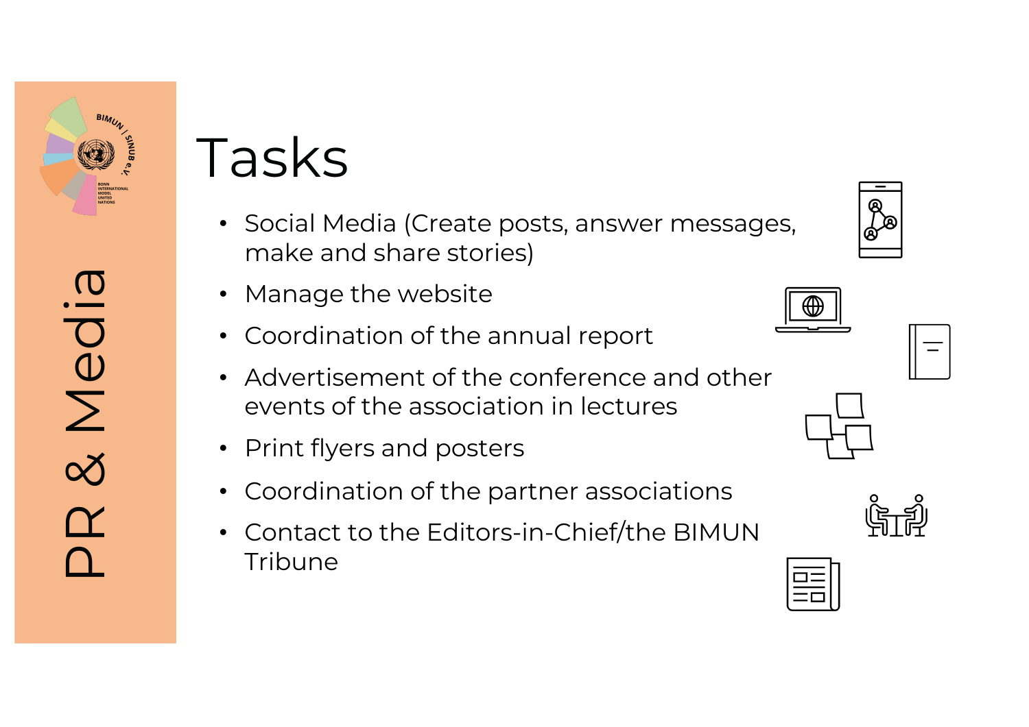# PR & Media

## Tasks

- Social Media (Create posts, answer messages, make and share stories)
- Manage the website
- Coordination of the annual report
- Advertisement of the conference and other events of the association in lectures
- Print flyers and posters
- Coordination of the partner associations
- Contact to the Editors-in-Chief/the BIMUN Tribune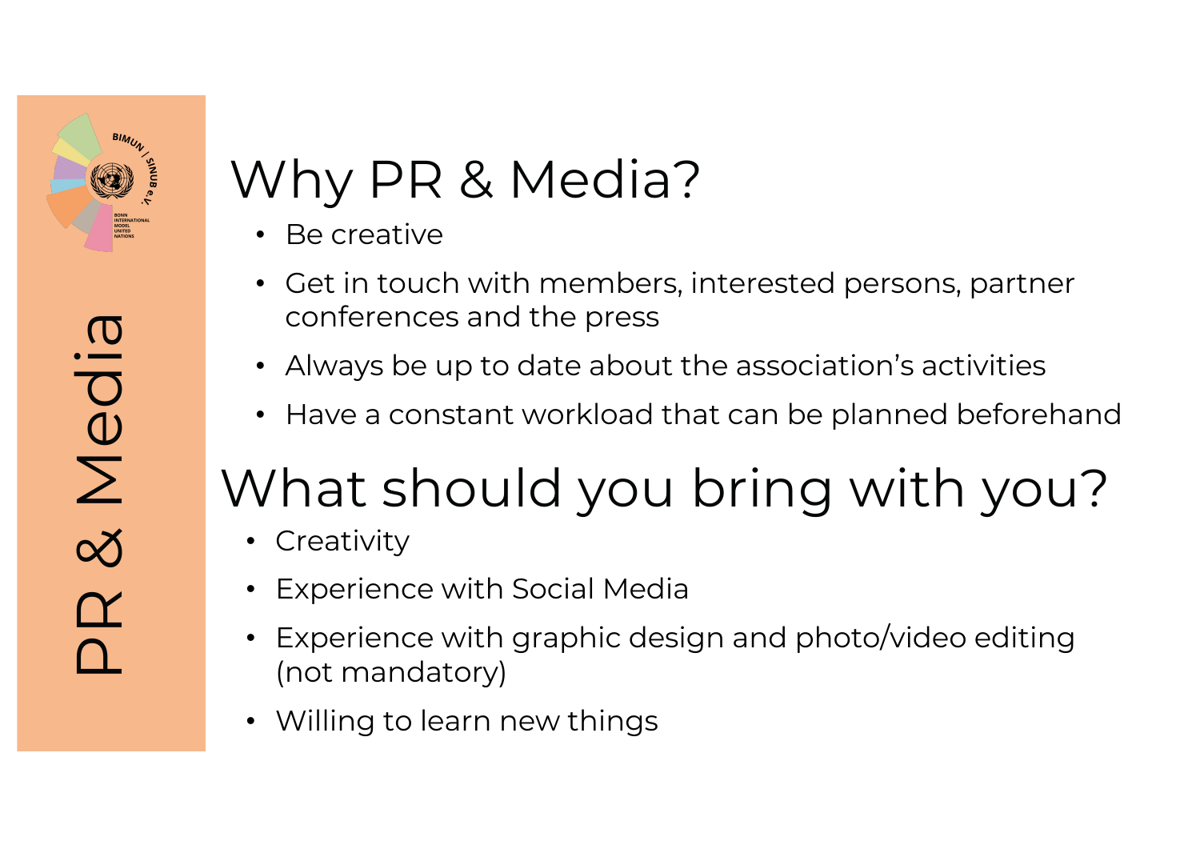# PR & Media

## Why PR & Media?

- Be creative
- Get in touch with members, interested persons, partner conferences and the press
- Always be up to date about the association's activities
- Have a constant workload that can be planned beforehand

## What should you bring with you?

- Creativity
- Experience with Social Media
- Experience with graphic design and photo/video editing (not mandatory)
- Willing to learn new things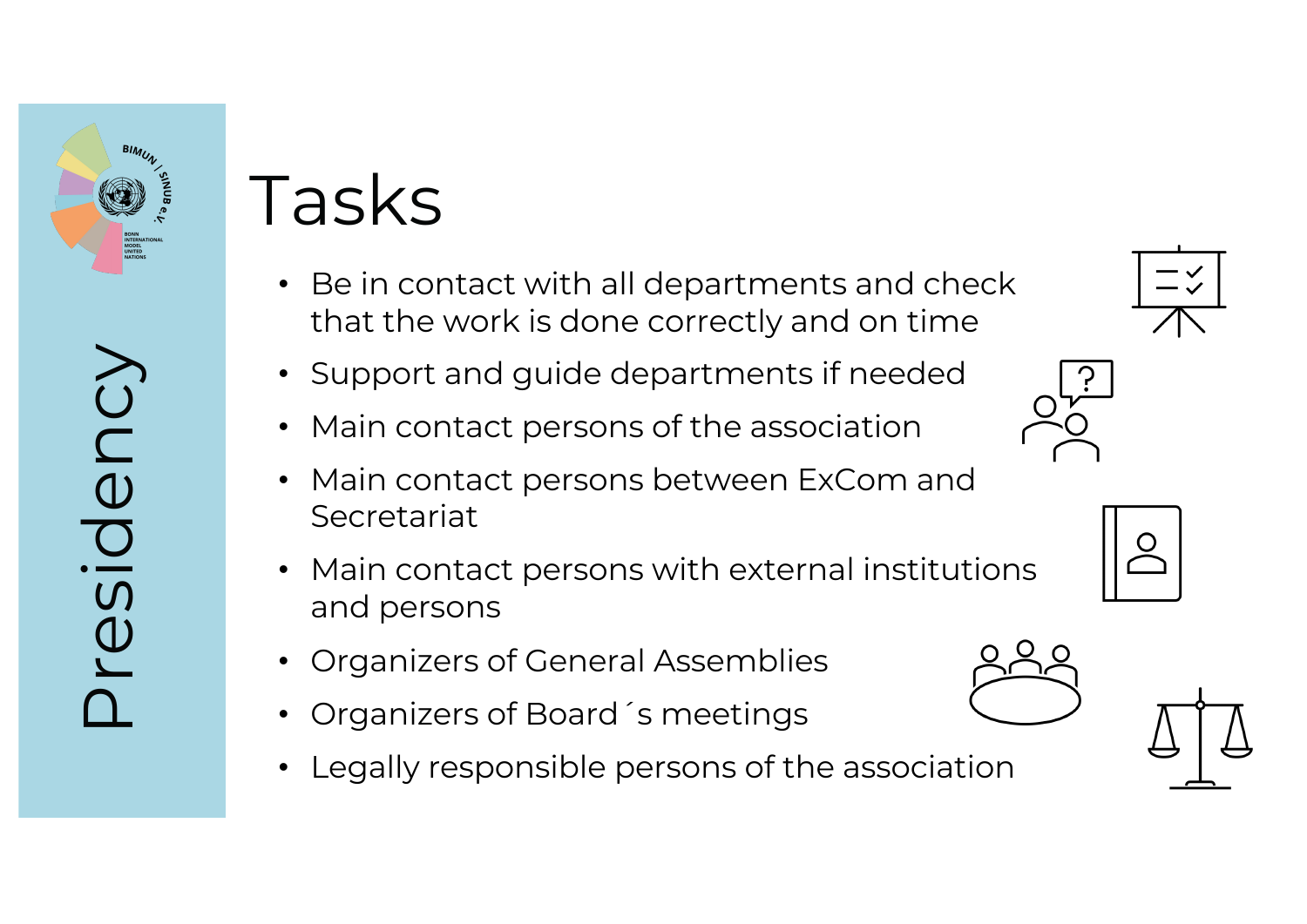Presidency

# Tasks

- Be in contact with all departments and check that the work is done correctly and on time
- Support and guide departments if needed
- Main contact persons of the association
- Main contact persons between ExCom and Secretariat
- Main contact persons with external institutions and persons
- Organizers of General Assemblies
- Organizers of Board´s meetings
- Legally responsible persons of the association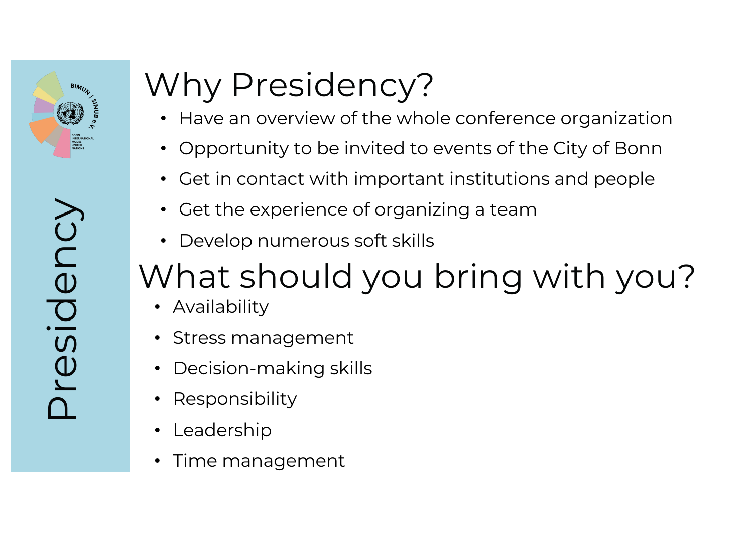# Presidency

## Why Presidency?

- Have an overview of the whole conference organization
- Opportunity to be invited to events of the City of Bonn
- Get in contact with important institutions and people
- Get the experience of organizing a team
- Develop numerous soft skills

## What should you bring with you?

- Availability
- Stress management
- Decision-making skills
- Responsibility
- Leadership
- Time management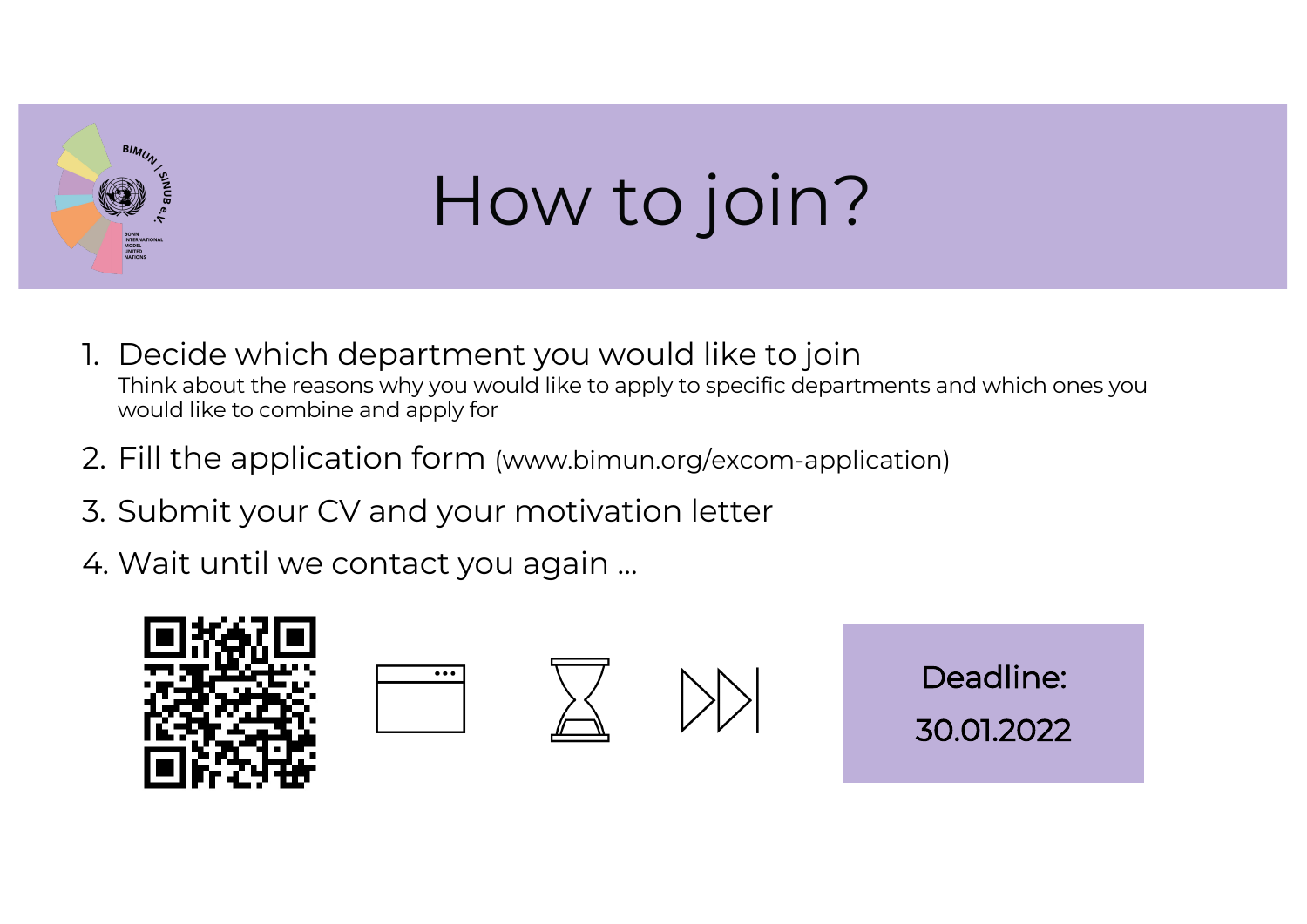# How to join?

1. Decide which department you would like to join
   Think about the reasons why you would like to apply to specific departments and which ones you would like to combine and apply for
2. Fill the application form (www.bimun.org/excom-application)
3. Submit your CV and your motivation letter
4. Wait until we contact you again ...

Deadline:
30.01.2022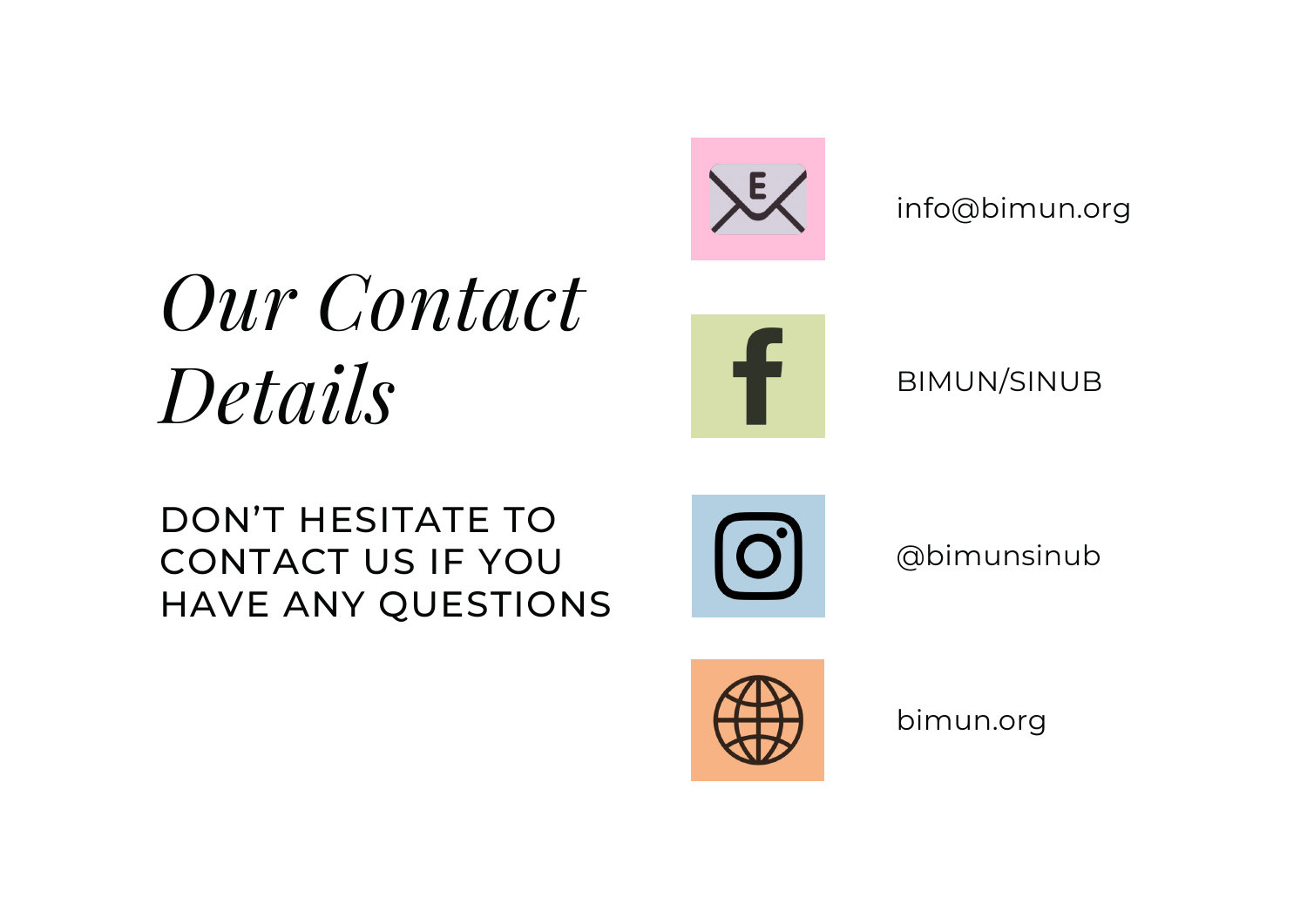# *Our Contact Details*

DON'T HESITATE TO CONTACT US IF YOU HAVE ANY QUESTIONS

info@bimun.org

BIMUN/SINUB

@bimunsinub

bimun.org